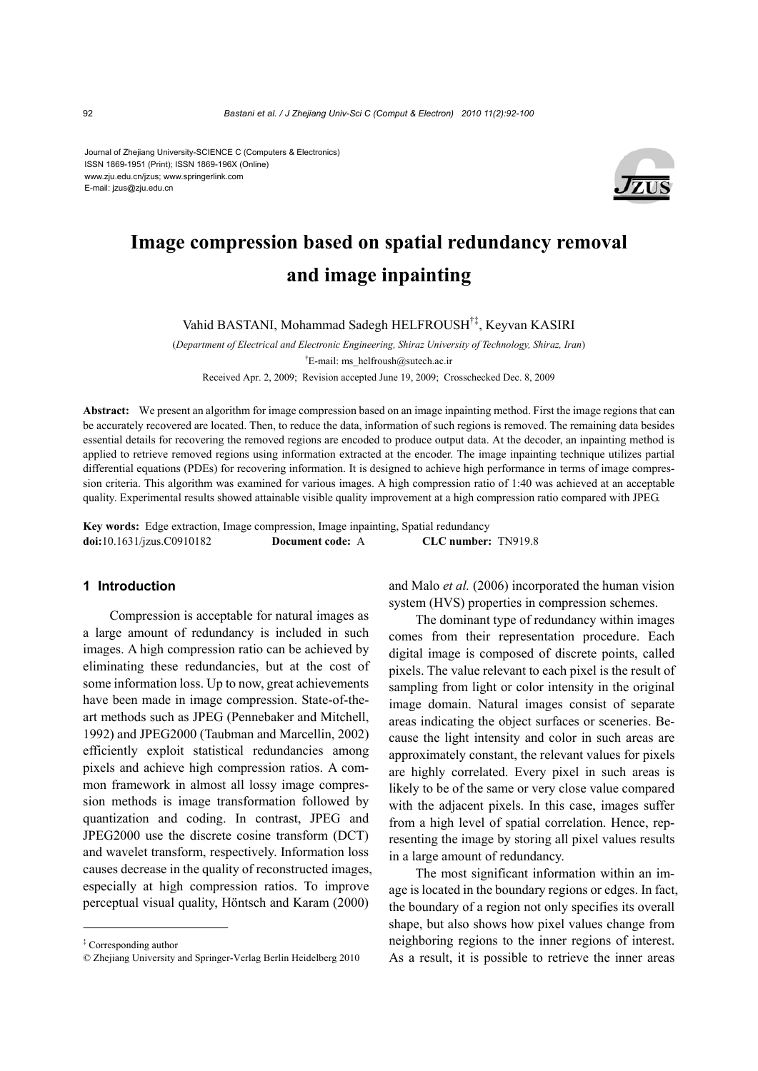Journal of Zhejiang University-SCIENCE C (Computers & Electronics)
ISSN 1869-1951 (Print); ISSN 1869-196X (Online)
www.zju.edu.cn/jzus; www.springerlink.com
E-mail: jzus@zju.edu.cn

# Image compression based on spatial redundancy removal and image inpainting

Vahid BASTANI, Mohammad Sadegh HELFROUSH[†‡], Keyvan KASIRI

(*Department of Electrical and Electronic Engineering, Shiraz University of Technology, Shiraz, Iran*)

[†]E-mail: ms_helfroush@sutech.ac.ir

Received Apr. 2, 2009; Revision accepted June 19, 2009; Crosschecked Dec. 8, 2009

**Abstract:** We present an algorithm for image compression based on an image inpainting method. First the image regions that can be accurately recovered are located. Then, to reduce the data, information of such regions is removed. The remaining data besides essential details for recovering the removed regions are encoded to produce output data. At the decoder, an inpainting method is applied to retrieve removed regions using information extracted at the encoder. The image inpainting technique utilizes partial differential equations (PDEs) for recovering information. It is designed to achieve high performance in terms of image compression criteria. This algorithm was examined for various images. A high compression ratio of 1:40 was achieved at an acceptable quality. Experimental results showed attainable visible quality improvement at a high compression ratio compared with JPEG.

**Key words:** Edge extraction, Image compression, Image inpainting, Spatial redundancy
**doi:**10.1631/jzus.C0910182 **Document code:** A **CLC number:** TN919.8

## 1 Introduction

Compression is acceptable for natural images as a large amount of redundancy is included in such images. A high compression ratio can be achieved by eliminating these redundancies, but at the cost of some information loss. Up to now, great achievements have been made in image compression. State-of-the-art methods such as JPEG (Pennebaker and Mitchell, 1992) and JPEG2000 (Taubman and Marcellin, 2002) efficiently exploit statistical redundancies among pixels and achieve high compression ratios. A common framework in almost all lossy image compression methods is image transformation followed by quantization and coding. In contrast, JPEG and JPEG2000 use the discrete cosine transform (DCT) and wavelet transform, respectively. Information loss causes decrease in the quality of reconstructed images, especially at high compression ratios. To improve perceptual visual quality, Höntsch and Karam (2000) and Malo *et al.* (2006) incorporated the human vision system (HVS) properties in compression schemes.

The dominant type of redundancy within images comes from their representation procedure. Each digital image is composed of discrete points, called pixels. The value relevant to each pixel is the result of sampling from light or color intensity in the original image domain. Natural images consist of separate areas indicating the object surfaces or sceneries. Because the light intensity and color in such areas are approximately constant, the relevant values for pixels are highly correlated. Every pixel in such areas is likely to be of the same or very close value compared with the adjacent pixels. In this case, images suffer from a high level of spatial correlation. Hence, representing the image by storing all pixel values results in a large amount of redundancy.

The most significant information within an image is located in the boundary regions or edges. In fact, the boundary of a region not only specifies its overall shape, but also shows how pixel values change from neighboring regions to the inner regions of interest. As a result, it is possible to retrieve the inner areas

‡ Corresponding author
© Zhejiang University and Springer-Verlag Berlin Heidelberg 2010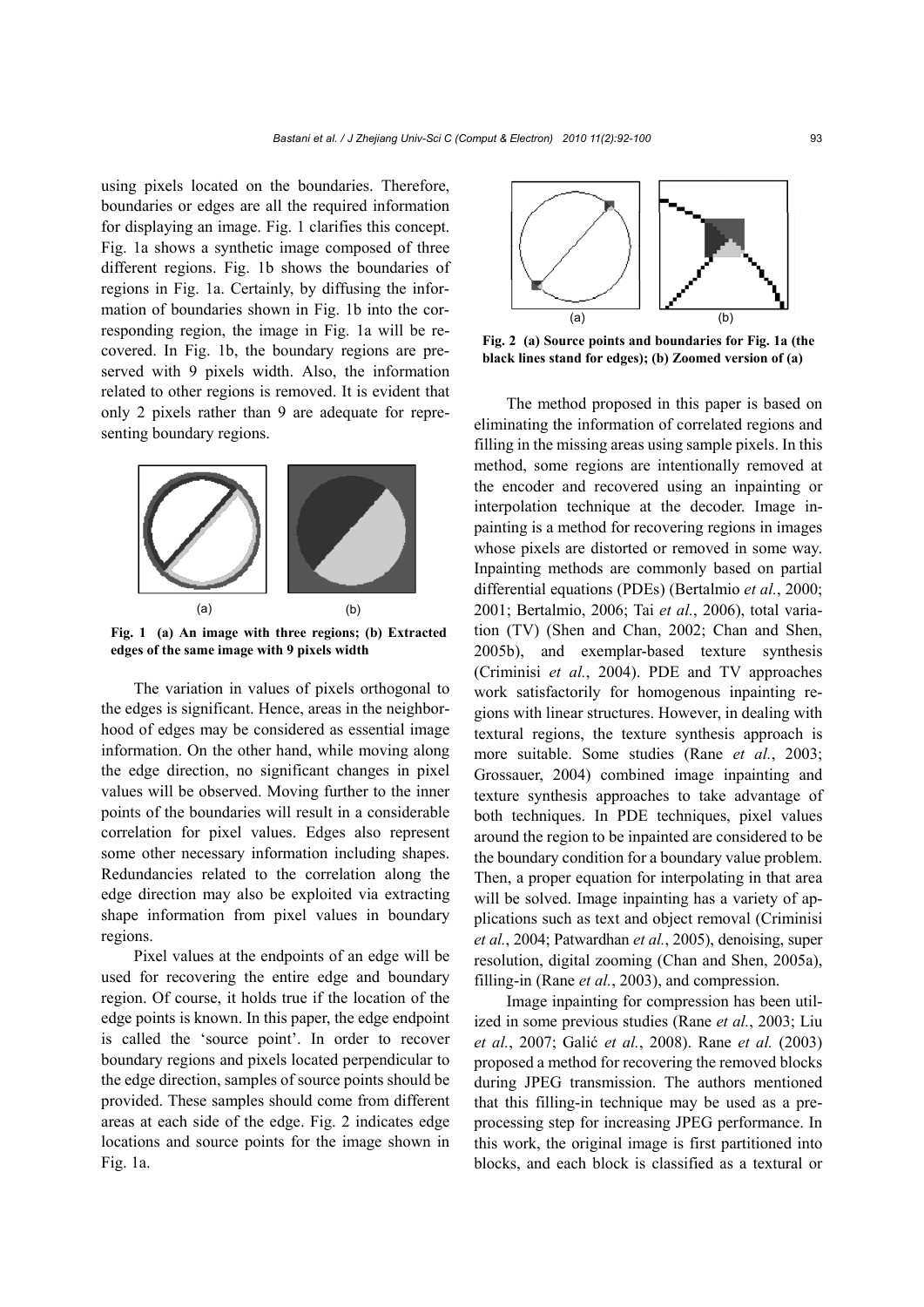using pixels located on the boundaries. Therefore, boundaries or edges are all the required information for displaying an image. Fig. 1 clarifies this concept. Fig. 1a shows a synthetic image composed of three different regions. Fig. 1b shows the boundaries of regions in Fig. 1a. Certainly, by diffusing the information of boundaries shown in Fig. 1b into the corresponding region, the image in Fig. 1a will be recovered. In Fig. 1b, the boundary regions are preserved with 9 pixels width. Also, the information related to other regions is removed. It is evident that only 2 pixels rather than 9 are adequate for representing boundary regions.

(a) (b)

**Fig. 1 (a) An image with three regions; (b) Extracted edges of the same image with 9 pixels width**

The variation in values of pixels orthogonal to the edges is significant. Hence, areas in the neighborhood of edges may be considered as essential image information. On the other hand, while moving along the edge direction, no significant changes in pixel values will be observed. Moving further to the inner points of the boundaries will result in a considerable correlation for pixel values. Edges also represent some other necessary information including shapes. Redundancies related to the correlation along the edge direction may also be exploited via extracting shape information from pixel values in boundary regions.

Pixel values at the endpoints of an edge will be used for recovering the entire edge and boundary region. Of course, it holds true if the location of the edge points is known. In this paper, the edge endpoint is called the 'source point'. In order to recover boundary regions and pixels located perpendicular to the edge direction, samples of source points should be provided. These samples should come from different areas at each side of the edge. Fig. 2 indicates edge locations and source points for the image shown in Fig. 1a.

(a) (b)

**Fig. 2 (a) Source points and boundaries for Fig. 1a (the black lines stand for edges); (b) Zoomed version of (a)**

The method proposed in this paper is based on eliminating the information of correlated regions and filling in the missing areas using sample pixels. In this method, some regions are intentionally removed at the encoder and recovered using an inpainting or interpolation technique at the decoder. Image inpainting is a method for recovering regions in images whose pixels are distorted or removed in some way. Inpainting methods are commonly based on partial differential equations (PDEs) (Bertalmio *et al.*, 2000; 2001; Bertalmio, 2006; Tai *et al.*, 2006), total variation (TV) (Shen and Chan, 2002; Chan and Shen, 2005b), and exemplar-based texture synthesis (Criminisi *et al.*, 2004). PDE and TV approaches work satisfactorily for homogenous inpainting regions with linear structures. However, in dealing with textural regions, the texture synthesis approach is more suitable. Some studies (Rane *et al.*, 2003; Grossauer, 2004) combined image inpainting and texture synthesis approaches to take advantage of both techniques. In PDE techniques, pixel values around the region to be inpainted are considered to be the boundary condition for a boundary value problem. Then, a proper equation for interpolating in that area will be solved. Image inpainting has a variety of applications such as text and object removal (Criminisi *et al.*, 2004; Patwardhan *et al.*, 2005), denoising, super resolution, digital zooming (Chan and Shen, 2005a), filling-in (Rane *et al.*, 2003), and compression.

Image inpainting for compression has been utilized in some previous studies (Rane *et al.*, 2003; Liu *et al.*, 2007; Galić *et al.*, 2008). Rane *et al.* (2003) proposed a method for recovering the removed blocks during JPEG transmission. The authors mentioned that this filling-in technique may be used as a preprocessing step for increasing JPEG performance. In this work, the original image is first partitioned into blocks, and each block is classified as a textural or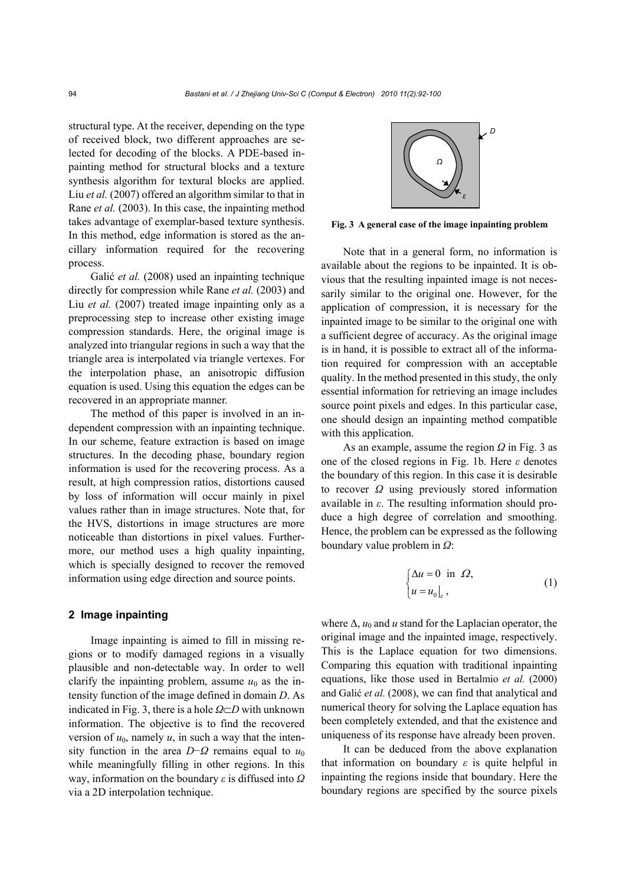structural type. At the receiver, depending on the type of received block, two different approaches are selected for decoding of the blocks. A PDE-based inpainting method for structural blocks and a texture synthesis algorithm for textural blocks are applied. Liu *et al.* (2007) offered an algorithm similar to that in Rane *et al.* (2003). In this case, the inpainting method takes advantage of exemplar-based texture synthesis. In this method, edge information is stored as the ancillary information required for the recovering process.

Galić *et al.* (2008) used an inpainting technique directly for compression while Rane *et al.* (2003) and Liu *et al.* (2007) treated image inpainting only as a preprocessing step to increase other existing image compression standards. Here, the original image is analyzed into triangular regions in such a way that the triangle area is interpolated via triangle vertexes. For the interpolation phase, an anisotropic diffusion equation is used. Using this equation the edges can be recovered in an appropriate manner.

The method of this paper is involved in an independent compression with an inpainting technique. In our scheme, feature extraction is based on image structures. In the decoding phase, boundary region information is used for the recovering process. As a result, at high compression ratios, distortions caused by loss of information will occur mainly in pixel values rather than in image structures. Note that, for the HVS, distortions in image structures are more noticeable than distortions in pixel values. Furthermore, our method uses a high quality inpainting, which is specially designed to recover the removed information using edge direction and source points.

## 2 Image inpainting

Image inpainting is aimed to fill in missing regions or to modify damaged regions in a visually plausible and non-detectable way. In order to well clarify the inpainting problem, assume $u_0$ as the intensity function of the image defined in domain $D$. As indicated in Fig. 3, there is a hole $\Omega \subset D$ with unknown information. The objective is to find the recovered version of $u_0$, namely $u$, in such a way that the intensity function in the area $D-\Omega$ remains equal to $u_0$ while meaningfully filling in other regions. In this way, information on the boundary $\varepsilon$ is diffused into $\Omega$ via a 2D interpolation technique.

D

Ω

ε

**Fig. 3 A general case of the image inpainting problem**

Note that in a general form, no information is available about the regions to be inpainted. It is obvious that the resulting inpainted image is not necessarily similar to the original one. However, for the application of compression, it is necessary for the inpainted image to be similar to the original one with a sufficient degree of accuracy. As the original image is in hand, it is possible to extract all of the information required for compression with an acceptable quality. In the method presented in this study, the only essential information for retrieving an image includes source point pixels and edges. In this particular case, one should design an inpainting method compatible with this application.

As an example, assume the region $\Omega$ in Fig. 3 as one of the closed regions in Fig. 1b. Here $\varepsilon$ denotes the boundary of this region. In this case it is desirable to recover $\Omega$ using previously stored information available in $\varepsilon$. The resulting information should produce a high degree of correlation and smoothing. Hence, the problem can be expressed as the following boundary value problem in $\Omega$:

$$\begin{cases} \Delta u = 0 \ \text{ in } \ \Omega, \\ u = u_0\big|_{\varepsilon}, \end{cases} \tag{1}$$

where $\Delta$, $u_0$ and $u$ stand for the Laplacian operator, the original image and the inpainted image, respectively. This is the Laplace equation for two dimensions. Comparing this equation with traditional inpainting equations, like those used in Bertalmio *et al.* (2000) and Galić *et al.* (2008), we can find that analytical and numerical theory for solving the Laplace equation has been completely extended, and that the existence and uniqueness of its response have already been proven.

It can be deduced from the above explanation that information on boundary $\varepsilon$ is quite helpful in inpainting the regions inside that boundary. Here the boundary regions are specified by the source pixels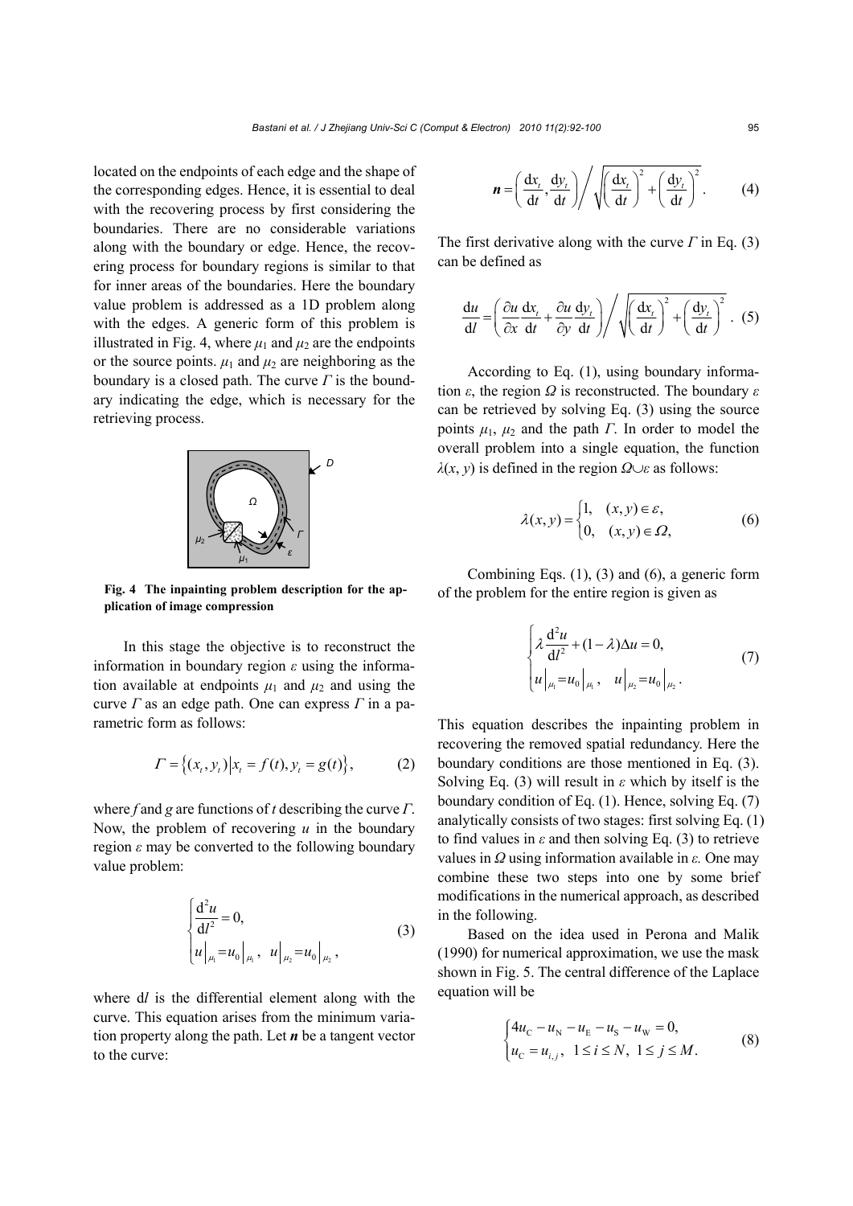located on the endpoints of each edge and the shape of the corresponding edges. Hence, it is essential to deal with the recovering process by first considering the boundaries. There are no considerable variations along with the boundary or edge. Hence, the recovering process for boundary regions is similar to that for inner areas of the boundaries. Here the boundary value problem is addressed as a 1D problem along with the edges. A generic form of this problem is illustrated in Fig. 4, where $\mu_1$ and $\mu_2$ are the endpoints or the source points. $\mu_1$ and $\mu_2$ are neighboring as the boundary is a closed path. The curve $\Gamma$ is the boundary indicating the edge, which is necessary for the retrieving process.

D

Ω

$\mu_2$

Γ

ε

$\mu_1$

**Fig. 4 The inpainting problem description for the application of image compression**

In this stage the objective is to reconstruct the information in boundary region $\varepsilon$ using the information available at endpoints $\mu_1$ and $\mu_2$ and using the curve $\Gamma$ as an edge path. One can express $\Gamma$ in a parametric form as follows:

$$\Gamma=\left\{(x_t, y_t) \middle| x_t=f(t), y_t=g(t)\right\}, \tag{2}$$

where $f$ and $g$ are functions of $t$ describing the curve $\Gamma$. Now, the problem of recovering $u$ in the boundary region $\varepsilon$ may be converted to the following boundary value problem:

$$\begin{cases}\dfrac{\mathrm{d}^2 u}{\mathrm{d}l^2}=0, \\ u\big|_{\mu_1}=u_0\big|_{\mu_1}, \quad u\big|_{\mu_2}=u_0\big|_{\mu_2},\end{cases} \tag{3}$$

where d$l$ is the differential element along with the curve. This equation arises from the minimum variation property along the path. Let $\boldsymbol{n}$ be a tangent vector to the curve:

$$\boldsymbol{n}=\left(\frac{\mathrm{d}x_t}{\mathrm{d}t}, \frac{\mathrm{d}y_t}{\mathrm{d}t}\right) \Bigg/ \sqrt{\left(\frac{\mathrm{d}x_t}{\mathrm{d}t}\right)^2+\left(\frac{\mathrm{d}y_t}{\mathrm{d}t}\right)^2}. \tag{4}$$

The first derivative along with the curve $\Gamma$ in Eq. (3) can be defined as

$$\frac{\mathrm{d}u}{\mathrm{d}l}=\left(\frac{\partial u}{\partial x}\frac{\mathrm{d}x_t}{\mathrm{d}t}+\frac{\partial u}{\partial y}\frac{\mathrm{d}y_t}{\mathrm{d}t}\right) \Bigg/ \sqrt{\left(\frac{\mathrm{d}x_t}{\mathrm{d}t}\right)^2+\left(\frac{\mathrm{d}y_t}{\mathrm{d}t}\right)^2}. \tag{5}$$

According to Eq. (1), using boundary information $\varepsilon$, the region $\Omega$ is reconstructed. The boundary $\varepsilon$ can be retrieved by solving Eq. (3) using the source points $\mu_1$, $\mu_2$ and the path $\Gamma$. In order to model the overall problem into a single equation, the function $\lambda(x, y)$ is defined in the region $\Omega\cup\varepsilon$ as follows:

$$\lambda(x, y)=\begin{cases}1, & (x, y)\in\varepsilon, \\ 0, & (x, y)\in\Omega,\end{cases} \tag{6}$$

Combining Eqs. (1), (3) and (6), a generic form of the problem for the entire region is given as

$$\begin{cases}\lambda\dfrac{\mathrm{d}^2 u}{\mathrm{d}l^2}+(1-\lambda)\Delta u=0, \\ u\big|_{\mu_1}=u_0\big|_{\mu_1}, \quad u\big|_{\mu_2}=u_0\big|_{\mu_2}.\end{cases} \tag{7}$$

This equation describes the inpainting problem in recovering the removed spatial redundancy. Here the boundary conditions are those mentioned in Eq. (3). Solving Eq. (3) will result in $\varepsilon$ which by itself is the boundary condition of Eq. (1). Hence, solving Eq. (7) analytically consists of two stages: first solving Eq. (1) to find values in $\varepsilon$ and then solving Eq. (3) to retrieve values in $\Omega$ using information available in $\varepsilon$. One may combine these two steps into one by some brief modifications in the numerical approach, as described in the following.

Based on the idea used in Perona and Malik (1990) for numerical approximation, we use the mask shown in Fig. 5. The central difference of the Laplace equation will be

$$\begin{cases}4u_{\mathrm{C}}-u_{\mathrm{N}}-u_{\mathrm{E}}-u_{\mathrm{S}}-u_{\mathrm{W}}=0, \\ u_{\mathrm{C}}=u_{i,j}, \quad 1\le i\le N, \ 1\le j\le M.\end{cases} \tag{8}$$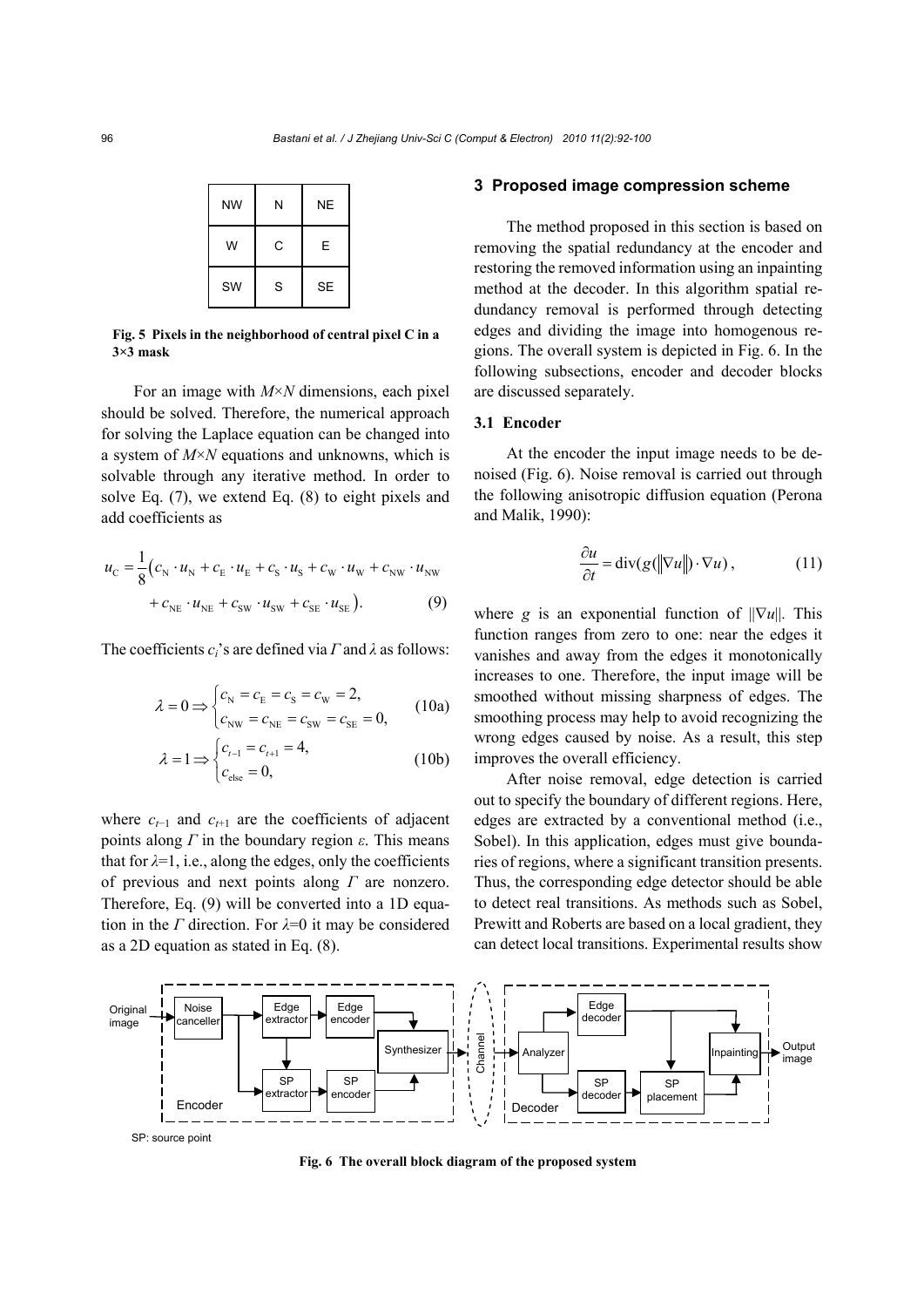| | | |
|---|---|---|
| NW | N | NE |
| W | C | E |
| SW | S | SE |

**Fig. 5 Pixels in the neighborhood of central pixel C in a 3×3 mask**

For an image with $M \times N$ dimensions, each pixel should be solved. Therefore, the numerical approach for solving the Laplace equation can be changed into a system of $M \times N$ equations and unknowns, which is solvable through any iterative method. In order to solve Eq. (7), we extend Eq. (8) to eight pixels and add coefficients as

$$u_{\mathrm{C}} = \frac{1}{8}\big(c_{\mathrm{N}} \cdot u_{\mathrm{N}} + c_{\mathrm{E}} \cdot u_{\mathrm{E}} + c_{\mathrm{S}} \cdot u_{\mathrm{S}} + c_{\mathrm{W}} \cdot u_{\mathrm{W}} + c_{\mathrm{NW}} \cdot u_{\mathrm{NW}} + c_{\mathrm{NE}} \cdot u_{\mathrm{NE}} + c_{\mathrm{SW}} \cdot u_{\mathrm{SW}} + c_{\mathrm{SE}} \cdot u_{\mathrm{SE}}\big). \tag{9}$$

The coefficients $c_i$'s are defined via $\Gamma$ and $\lambda$ as follows:

$$\lambda = 0 \Rightarrow \begin{cases} c_{\mathrm{N}} = c_{\mathrm{E}} = c_{\mathrm{S}} = c_{\mathrm{W}} = 2, \\ c_{\mathrm{NW}} = c_{\mathrm{NE}} = c_{\mathrm{SW}} = c_{\mathrm{SE}} = 0, \end{cases} \tag{10a}$$

$$\lambda = 1 \Rightarrow \begin{cases} c_{t-1} = c_{t+1} = 4, \\ c_{\mathrm{else}} = 0, \end{cases} \tag{10b}$$

where $c_{t-1}$ and $c_{t+1}$ are the coefficients of adjacent points along $\Gamma$ in the boundary region $\varepsilon$. This means that for $\lambda=1$, i.e., along the edges, only the coefficients of previous and next points along $\Gamma$ are nonzero. Therefore, Eq. (9) will be converted into a 1D equation in the $\Gamma$ direction. For $\lambda=0$ it may be considered as a 2D equation as stated in Eq. (8).

## 3 Proposed image compression scheme

The method proposed in this section is based on removing the spatial redundancy at the encoder and restoring the removed information using an inpainting method at the decoder. In this algorithm spatial redundancy removal is performed through detecting edges and dividing the image into homogenous regions. The overall system is depicted in Fig. 6. In the following subsections, encoder and decoder blocks are discussed separately.

### 3.1 Encoder

At the encoder the input image needs to be denoised (Fig. 6). Noise removal is carried out through the following anisotropic diffusion equation (Perona and Malik, 1990):

$$\frac{\partial u}{\partial t} = \mathrm{div}(g(\|\nabla u\|) \cdot \nabla u), \tag{11}$$

where $g$ is an exponential function of $\|\nabla u\|$. This function ranges from zero to one: near the edges it vanishes and away from the edges it monotonically increases to one. Therefore, the input image will be smoothed without missing sharpness of edges. The smoothing process may help to avoid recognizing the wrong edges caused by noise. As a result, this step improves the overall efficiency.

After noise removal, edge detection is carried out to specify the boundary of different regions. Here, edges are extracted by a conventional method (i.e., Sobel). In this application, edges must give boundaries of regions, where a significant transition presents. Thus, the corresponding edge detector should be able to detect real transitions. As methods such as Sobel, Prewitt and Roberts are based on a local gradient, they can detect local transitions. Experimental results show

Original image
Noise canceller
Edge extractor
Edge encoder
Synthesizer
SP extractor
SP encoder
Encoder
Channel
Analyzer
Edge decoder
SP decoder
SP placement
Inpainting
Decoder
Output image
SP: source point

**Fig. 6 The overall block diagram of the proposed system**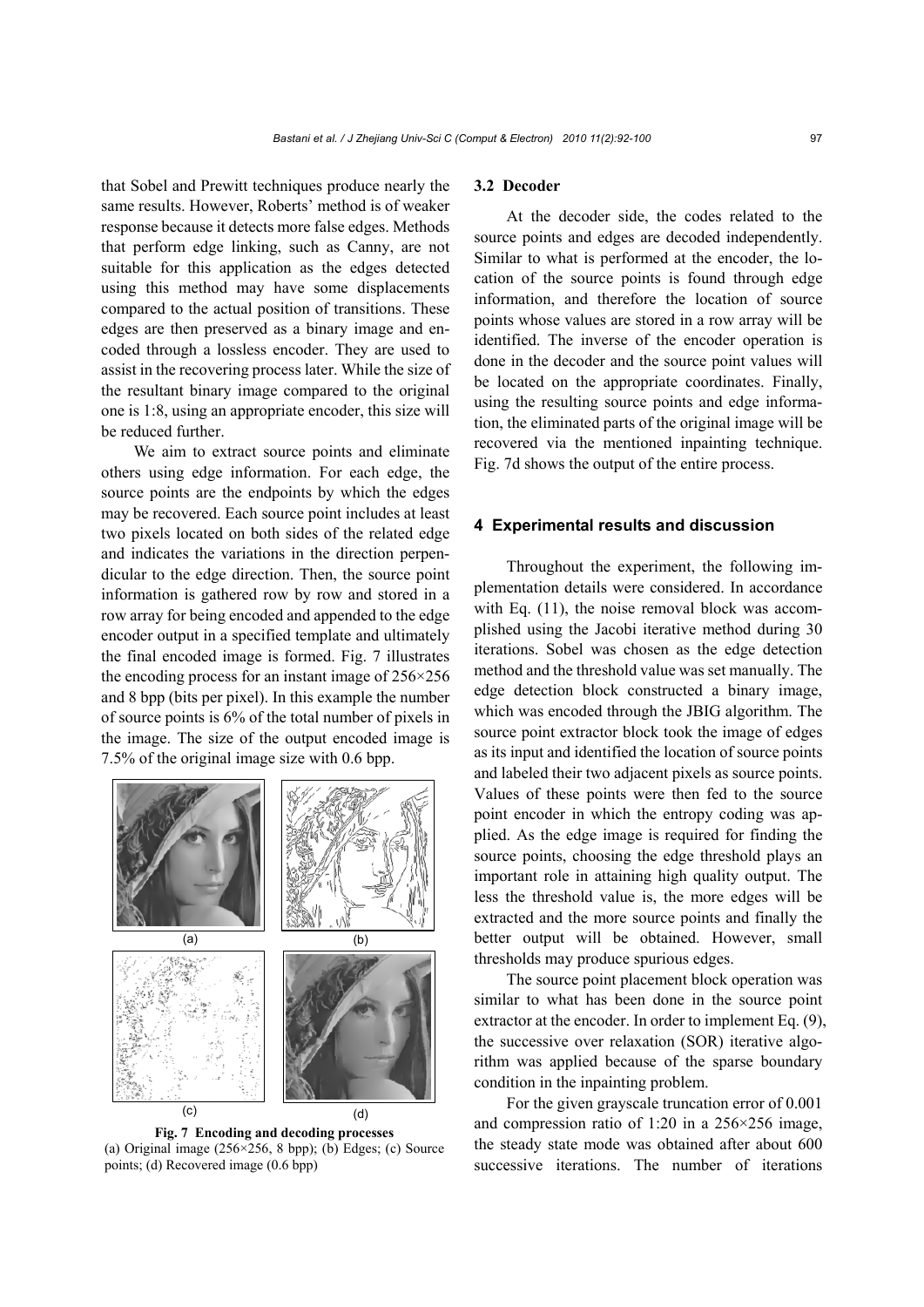that Sobel and Prewitt techniques produce nearly the same results. However, Roberts' method is of weaker response because it detects more false edges. Methods that perform edge linking, such as Canny, are not suitable for this application as the edges detected using this method may have some displacements compared to the actual position of transitions. These edges are then preserved as a binary image and encoded through a lossless encoder. They are used to assist in the recovering process later. While the size of the resultant binary image compared to the original one is 1:8, using an appropriate encoder, this size will be reduced further.

We aim to extract source points and eliminate others using edge information. For each edge, the source points are the endpoints by which the edges may be recovered. Each source point includes at least two pixels located on both sides of the related edge and indicates the variations in the direction perpendicular to the edge direction. Then, the source point information is gathered row by row and stored in a row array for being encoded and appended to the edge encoder output in a specified template and ultimately the final encoded image is formed. Fig. 7 illustrates the encoding process for an instant image of 256×256 and 8 bpp (bits per pixel). In this example the number of source points is 6% of the total number of pixels in the image. The size of the output encoded image is 7.5% of the original image size with 0.6 bpp.

(a) (b) (c) (d)

**Fig. 7 Encoding and decoding processes**
(a) Original image (256×256, 8 bpp); (b) Edges; (c) Source points; (d) Recovered image (0.6 bpp)

### 3.2 Decoder

At the decoder side, the codes related to the source points and edges are decoded independently. Similar to what is performed at the encoder, the location of the source points is found through edge information, and therefore the location of source points whose values are stored in a row array will be identified. The inverse of the encoder operation is done in the decoder and the source point values will be located on the appropriate coordinates. Finally, using the resulting source points and edge information, the eliminated parts of the original image will be recovered via the mentioned inpainting technique. Fig. 7d shows the output of the entire process.

## 4 Experimental results and discussion

Throughout the experiment, the following implementation details were considered. In accordance with Eq. (11), the noise removal block was accomplished using the Jacobi iterative method during 30 iterations. Sobel was chosen as the edge detection method and the threshold value was set manually. The edge detection block constructed a binary image, which was encoded through the JBIG algorithm. The source point extractor block took the image of edges as its input and identified the location of source points and labeled their two adjacent pixels as source points. Values of these points were then fed to the source point encoder in which the entropy coding was applied. As the edge image is required for finding the source points, choosing the edge threshold plays an important role in attaining high quality output. The less the threshold value is, the more edges will be extracted and the more source points and finally the better output will be obtained. However, small thresholds may produce spurious edges.

The source point placement block operation was similar to what has been done in the source point extractor at the encoder. In order to implement Eq. (9), the successive over relaxation (SOR) iterative algorithm was applied because of the sparse boundary condition in the inpainting problem.

For the given grayscale truncation error of 0.001 and compression ratio of 1:20 in a 256×256 image, the steady state mode was obtained after about 600 successive iterations. The number of iterations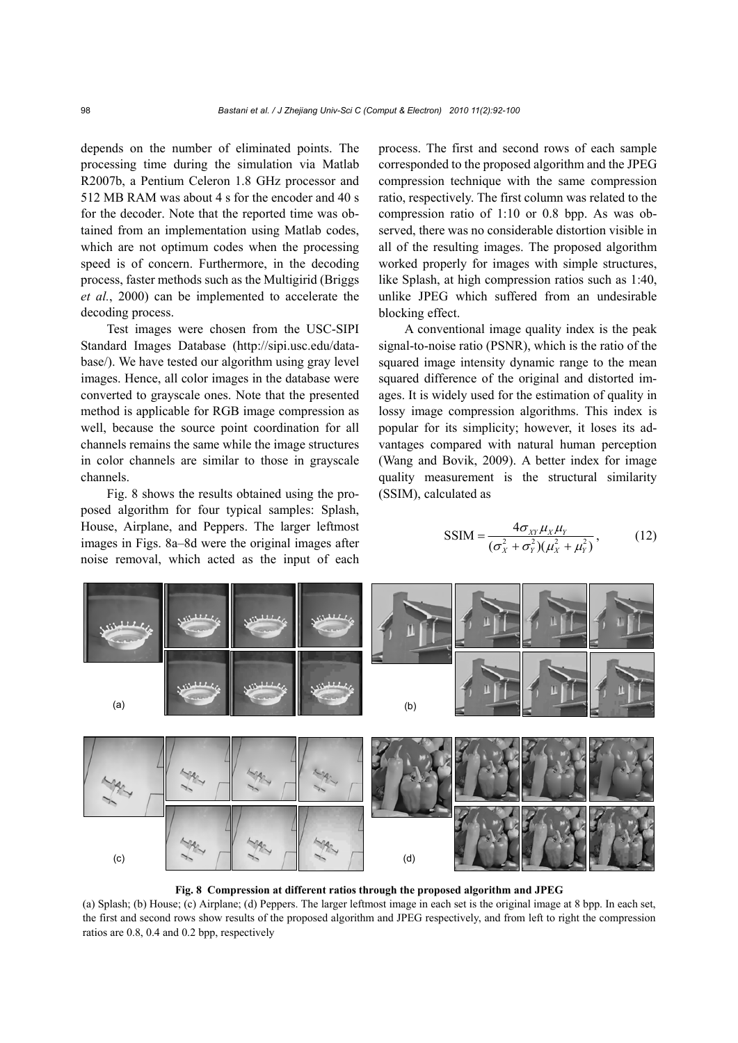depends on the number of eliminated points. The processing time during the simulation via Matlab R2007b, a Pentium Celeron 1.8 GHz processor and 512 MB RAM was about 4 s for the encoder and 40 s for the decoder. Note that the reported time was obtained from an implementation using Matlab codes, which are not optimum codes when the processing speed is of concern. Furthermore, in the decoding process, faster methods such as the Multigirid (Briggs *et al.*, 2000) can be implemented to accelerate the decoding process.

Test images were chosen from the USC-SIPI Standard Images Database (http://sipi.usc.edu/database/). We have tested our algorithm using gray level images. Hence, all color images in the database were converted to grayscale ones. Note that the presented method is applicable for RGB image compression as well, because the source point coordination for all channels remains the same while the image structures in color channels are similar to those in grayscale channels.

Fig. 8 shows the results obtained using the proposed algorithm for four typical samples: Splash, House, Airplane, and Peppers. The larger leftmost images in Figs. 8a–8d were the original images after noise removal, which acted as the input of each process. The first and second rows of each sample corresponded to the proposed algorithm and the JPEG compression technique with the same compression ratio, respectively. The first column was related to the compression ratio of 1:10 or 0.8 bpp. As was observed, there was no considerable distortion visible in all of the resulting images. The proposed algorithm worked properly for images with simple structures, like Splash, at high compression ratios such as 1:40, unlike JPEG which suffered from an undesirable blocking effect.

A conventional image quality index is the peak signal-to-noise ratio (PSNR), which is the ratio of the squared image intensity dynamic range to the mean squared difference of the original and distorted images. It is widely used for the estimation of quality in lossy image compression algorithms. This index is popular for its simplicity; however, it loses its advantages compared with natural human perception (Wang and Bovik, 2009). A better index for image quality measurement is the structural similarity (SSIM), calculated as

$$\mathrm{SSIM} = \frac{4\sigma_{XY}\mu_X\mu_Y}{(\sigma_X^2+\sigma_Y^2)(\mu_X^2+\mu_Y^2)}, \tag{12}$$

(a)

(b)

(c)

(d)

**Fig. 8 Compression at different ratios through the proposed algorithm and JPEG**

(a) Splash; (b) House; (c) Airplane; (d) Peppers. The larger leftmost image in each set is the original image at 8 bpp. In each set, the first and second rows show results of the proposed algorithm and JPEG respectively, and from left to right the compression ratios are 0.8, 0.4 and 0.2 bpp, respectively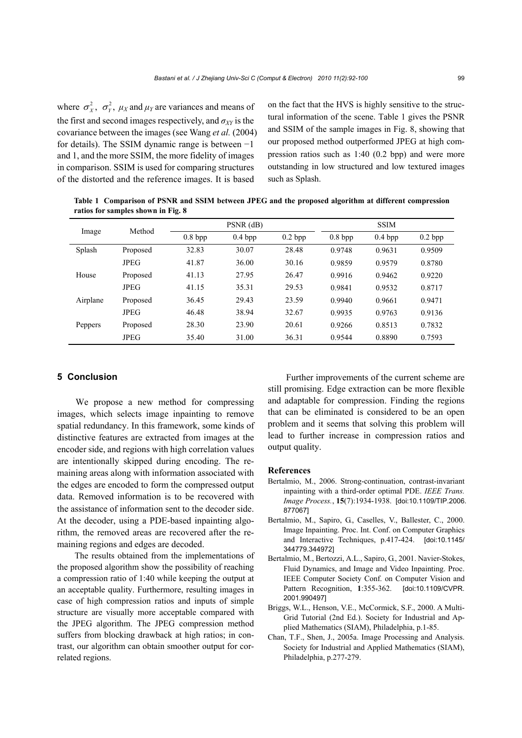where $\sigma_X^2$, $\sigma_Y^2$, $\mu_X$ and $\mu_Y$ are variances and means of the first and second images respectively, and $\sigma_{XY}$ is the covariance between the images (see Wang *et al.* (2004) for details). The SSIM dynamic range is between −1 and 1, and the more SSIM, the more fidelity of images in comparison. SSIM is used for comparing structures of the distorted and the reference images. It is based on the fact that the HVS is highly sensitive to the structural information of the scene. Table 1 gives the PSNR and SSIM of the sample images in Fig. 8, showing that our proposed method outperformed JPEG at high compression ratios such as 1:40 (0.2 bpp) and were more outstanding in low structured and low textured images such as Splash.

**Table 1 Comparison of PSNR and SSIM between JPEG and the proposed algorithm at different compression ratios for samples shown in Fig. 8**

| Image | Method | PSNR (dB) | | | SSIM | | |
|---|---|---|---|---|---|---|---|
| | | 0.8 bpp | 0.4 bpp | 0.2 bpp | 0.8 bpp | 0.4 bpp | 0.2 bpp |
| Splash | Proposed | 32.83 | 30.07 | 28.48 | 0.9748 | 0.9631 | 0.9509 |
| | JPEG | 41.87 | 36.00 | 30.16 | 0.9859 | 0.9579 | 0.8780 |
| House | Proposed | 41.13 | 27.95 | 26.47 | 0.9916 | 0.9462 | 0.9220 |
| | JPEG | 41.15 | 35.31 | 29.53 | 0.9841 | 0.9532 | 0.8717 |
| Airplane | Proposed | 36.45 | 29.43 | 23.59 | 0.9940 | 0.9661 | 0.9471 |
| | JPEG | 46.48 | 38.94 | 32.67 | 0.9935 | 0.9763 | 0.9136 |
| Peppers | Proposed | 28.30 | 23.90 | 20.61 | 0.9266 | 0.8513 | 0.7832 |
| | JPEG | 35.40 | 31.00 | 36.31 | 0.9544 | 0.8890 | 0.7593 |

## 5 Conclusion

We propose a new method for compressing images, which selects image inpainting to remove spatial redundancy. In this framework, some kinds of distinctive features are extracted from images at the encoder side, and regions with high correlation values are intentionally skipped during encoding. The remaining areas along with information associated with the edges are encoded to form the compressed output data. Removed information is to be recovered with the assistance of information sent to the decoder side. At the decoder, using a PDE-based inpainting algorithm, the removed areas are recovered after the remaining regions and edges are decoded.

The results obtained from the implementations of the proposed algorithm show the possibility of reaching a compression ratio of 1:40 while keeping the output at an acceptable quality. Furthermore, resulting images in case of high compression ratios and inputs of simple structure are visually more acceptable compared with the JPEG algorithm. The JPEG compression method suffers from blocking drawback at high ratios; in contrast, our algorithm can obtain smoother output for correlated regions.

Further improvements of the current scheme are still promising. Edge extraction can be more flexible and adaptable for compression. Finding the regions that can be eliminated is considered to be an open problem and it seems that solving this problem will lead to further increase in compression ratios and output quality.

## References

Bertalmio, M., 2006. Strong-continuation, contrast-invariant inpainting with a third-order optimal PDE. *IEEE Trans. Image Process.*, **15**(7):1934-1938. [doi:10.1109/TIP.2006.877067]

Bertalmio, M., Sapiro, G., Caselles, V., Ballester, C., 2000. Image Inpainting. Proc. Int. Conf. on Computer Graphics and Interactive Techniques, p.417-424. [doi:10.1145/344779.344972]

Bertalmio, M., Bertozzi, A.L., Sapiro, G., 2001. Navier-Stokes, Fluid Dynamics, and Image and Video Inpainting. Proc. IEEE Computer Society Conf. on Computer Vision and Pattern Recognition, **1**:355-362. [doi:10.1109/CVPR.2001.990497]

Briggs, W.L., Henson, V.E., McCormick, S.F., 2000. A Multi-Grid Tutorial (2nd Ed.). Society for Industrial and Applied Mathematics (SIAM), Philadelphia, p.1-85.

Chan, T.F., Shen, J., 2005a. Image Processing and Analysis. Society for Industrial and Applied Mathematics (SIAM), Philadelphia, p.277-279.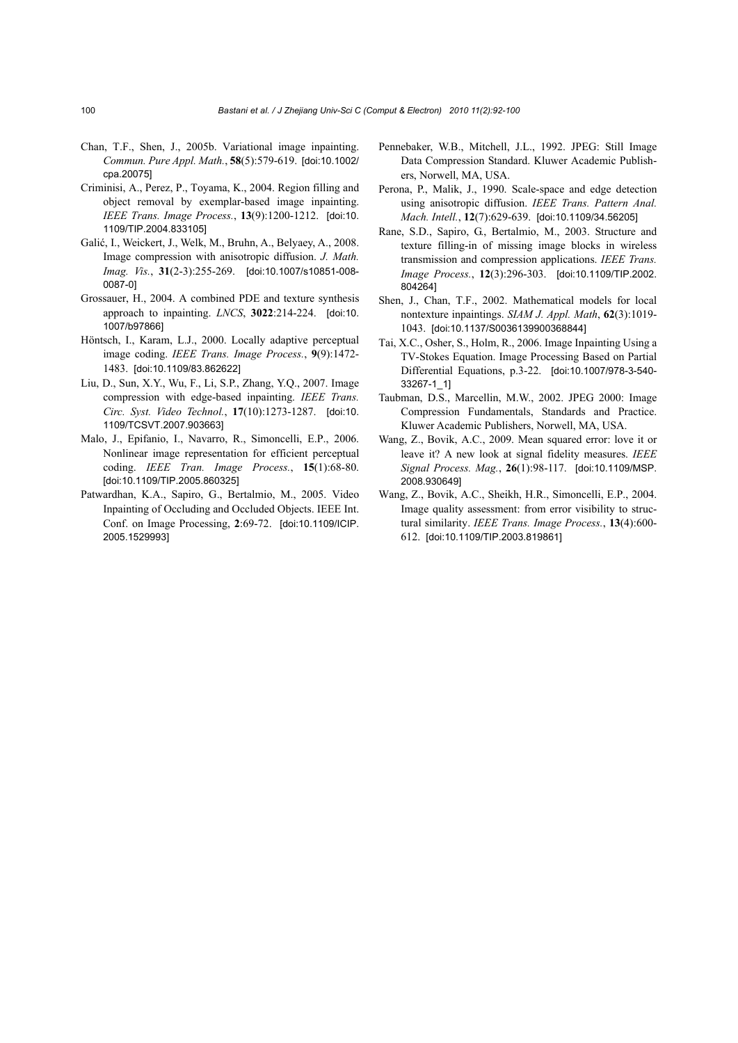Chan, T.F., Shen, J., 2005b. Variational image inpainting. *Commun. Pure Appl. Math.*, **58**(5):579-619. [doi:10.1002/cpa.20075]

Criminisi, A., Perez, P., Toyama, K., 2004. Region filling and object removal by exemplar-based image inpainting. *IEEE Trans. Image Process.*, **13**(9):1200-1212. [doi:10.1109/TIP.2004.833105]

Galić, I., Weickert, J., Welk, M., Bruhn, A., Belyaey, A., 2008. Image compression with anisotropic diffusion. *J. Math. Imag. Vis.*, **31**(2-3):255-269. [doi:10.1007/s10851-008-0087-0]

Grossauer, H., 2004. A combined PDE and texture synthesis approach to inpainting. *LNCS*, **3022**:214-224. [doi:10.1007/b97866]

Höntsch, I., Karam, L.J., 2000. Locally adaptive perceptual image coding. *IEEE Trans. Image Process.*, **9**(9):1472-1483. [doi:10.1109/83.862622]

Liu, D., Sun, X.Y., Wu, F., Li, S.P., Zhang, Y.Q., 2007. Image compression with edge-based inpainting. *IEEE Trans. Circ. Syst. Video Technol.*, **17**(10):1273-1287. [doi:10.1109/TCSVT.2007.903663]

Malo, J., Epifanio, I., Navarro, R., Simoncelli, E.P., 2006. Nonlinear image representation for efficient perceptual coding. *IEEE Tran. Image Process.*, **15**(1):68-80. [doi:10.1109/TIP.2005.860325]

Patwardhan, K.A., Sapiro, G., Bertalmio, M., 2005. Video Inpainting of Occluding and Occluded Objects. IEEE Int. Conf. on Image Processing, **2**:69-72. [doi:10.1109/ICIP.2005.1529993]

Pennebaker, W.B., Mitchell, J.L., 1992. JPEG: Still Image Data Compression Standard. Kluwer Academic Publishers, Norwell, MA, USA.

Perona, P., Malik, J., 1990. Scale-space and edge detection using anisotropic diffusion. *IEEE Trans. Pattern Anal. Mach. Intell.*, **12**(7):629-639. [doi:10.1109/34.56205]

Rane, S.D., Sapiro, G., Bertalmio, M., 2003. Structure and texture filling-in of missing image blocks in wireless transmission and compression applications. *IEEE Trans. Image Process.*, **12**(3):296-303. [doi:10.1109/TIP.2002.804264]

Shen, J., Chan, T.F., 2002. Mathematical models for local nontexture inpaintings. *SIAM J. Appl. Math*, **62**(3):1019-1043. [doi:10.1137/S0036139900368844]

Tai, X.C., Osher, S., Holm, R., 2006. Image Inpainting Using a TV-Stokes Equation. Image Processing Based on Partial Differential Equations, p.3-22. [doi:10.1007/978-3-540-33267-1_1]

Taubman, D.S., Marcellin, M.W., 2002. JPEG 2000: Image Compression Fundamentals, Standards and Practice. Kluwer Academic Publishers, Norwell, MA, USA.

Wang, Z., Bovik, A.C., 2009. Mean squared error: love it or leave it? A new look at signal fidelity measures. *IEEE Signal Process. Mag.*, **26**(1):98-117. [doi:10.1109/MSP.2008.930649]

Wang, Z., Bovik, A.C., Sheikh, H.R., Simoncelli, E.P., 2004. Image quality assessment: from error visibility to structural similarity. *IEEE Trans. Image Process.*, **13**(4):600-612. [doi:10.1109/TIP.2003.819861]